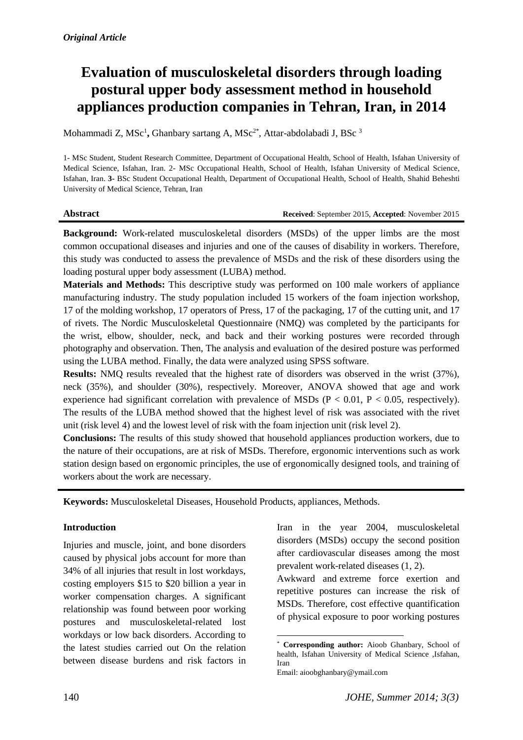*Original Article*

# Evaluation of musculoskeletal disorders through loading postural upper body assessment method in household appliances production companies in Tehran, Iran, in 2014

Mohammadi Z, MSc[1], Ghanbary sartang A, MSc[2*], Attar-abdolabadi J, BSc [3]

1- MSc Student, Student Research Committee, Department of Occupational Health, School of Health, Isfahan University of Medical Science, Isfahan, Iran. 2- MSc Occupational Health, School of Health, Isfahan University of Medical Science, Isfahan, Iran. **3-** BSc Student Occupational Health, Department of Occupational Health, School of Health, Shahid Beheshti University of Medical Science, Tehran, Iran

**Abstract**

**Received**: September 2015, **Accepted**: November 2015

**Background:** Work-related musculoskeletal disorders (MSDs) of the upper limbs are the most common occupational diseases and injuries and one of the causes of disability in workers. Therefore, this study was conducted to assess the prevalence of MSDs and the risk of these disorders using the loading postural upper body assessment (LUBA) method.

**Materials and Methods:** This descriptive study was performed on 100 male workers of appliance manufacturing industry. The study population included 15 workers of the foam injection workshop, 17 of the molding workshop, 17 operators of Press, 17 of the packaging, 17 of the cutting unit, and 17 of rivets. The Nordic Musculoskeletal Questionnaire (NMQ) was completed by the participants for the wrist, elbow, shoulder, neck, and back and their working postures were recorded through photography and observation. Then, The analysis and evaluation of the desired posture was performed using the LUBA method. Finally, the data were analyzed using SPSS software.

**Results:** NMQ results revealed that the highest rate of disorders was observed in the wrist (37%), neck (35%), and shoulder (30%), respectively. Moreover, ANOVA showed that age and work experience had significant correlation with prevalence of MSDs ($P < 0.01$, $P < 0.05$, respectively). The results of the LUBA method showed that the highest level of risk was associated with the rivet unit (risk level 4) and the lowest level of risk with the foam injection unit (risk level 2).

**Conclusions:** The results of this study showed that household appliances production workers, due to the nature of their occupations, are at risk of MSDs. Therefore, ergonomic interventions such as work station design based on ergonomic principles, the use of ergonomically designed tools, and training of workers about the work are necessary.

**Keywords:** Musculoskeletal Diseases, Household Products, appliances, Methods.

## Introduction

Injuries and muscle, joint, and bone disorders caused by physical jobs account for more than 34% of all injuries that result in lost workdays, costing employers \$15 to \$20 billion a year in worker compensation charges. A significant relationship was found between poor working postures and musculoskeletal-related lost workdays or low back disorders. According to the latest studies carried out On the relation between disease burdens and risk factors in Iran in the year 2004, musculoskeletal disorders (MSDs) occupy the second position after cardiovascular diseases among the most prevalent work-related diseases (1, 2).

Awkward and extreme force exertion and repetitive postures can increase the risk of MSDs. Therefore, cost effective quantification of physical exposure to poor working postures

[*] **Corresponding author:** Aioob Ghanbary, School of health, Isfahan University of Medical Science ,Isfahan, Iran

Email: aioobghanbary@ymail.com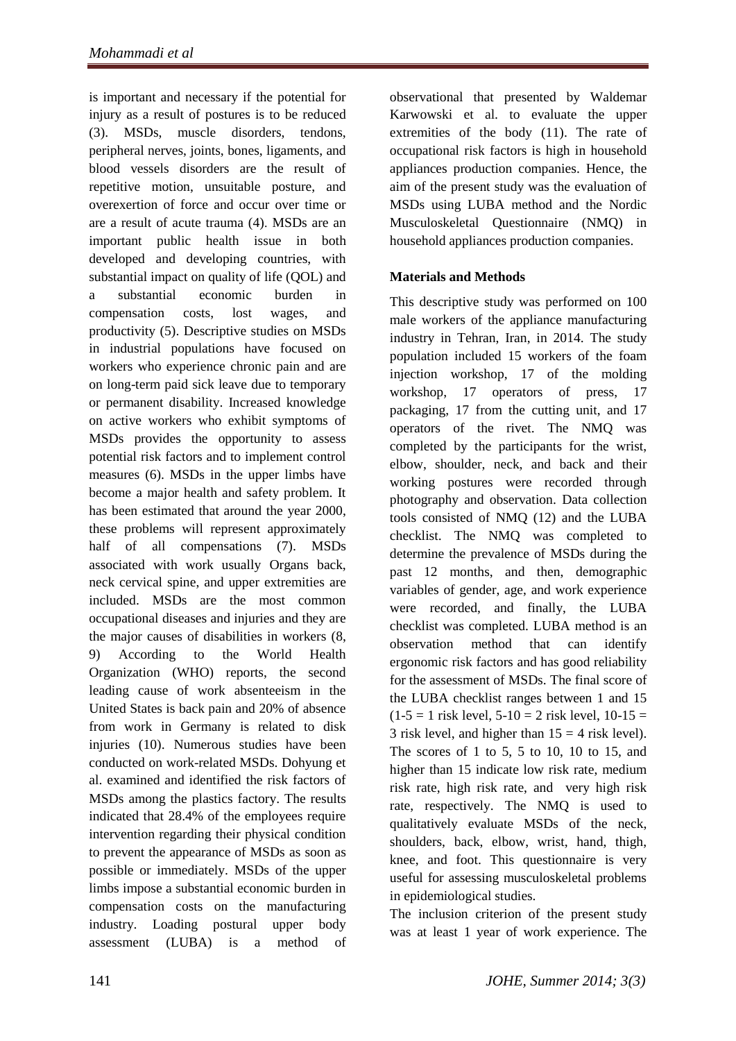is important and necessary if the potential for injury as a result of postures is to be reduced (3). MSDs, muscle disorders, tendons, peripheral nerves, joints, bones, ligaments, and blood vessels disorders are the result of repetitive motion, unsuitable posture, and overexertion of force and occur over time or are a result of acute trauma (4). MSDs are an important public health issue in both developed and developing countries, with substantial impact on quality of life (QOL) and a substantial economic burden in compensation costs, lost wages, and productivity (5). Descriptive studies on MSDs in industrial populations have focused on workers who experience chronic pain and are on long-term paid sick leave due to temporary or permanent disability. Increased knowledge on active workers who exhibit symptoms of MSDs provides the opportunity to assess potential risk factors and to implement control measures (6). MSDs in the upper limbs have become a major health and safety problem. It has been estimated that around the year 2000, these problems will represent approximately half of all compensations (7). MSDs associated with work usually Organs back, neck cervical spine, and upper extremities are included. MSDs are the most common occupational diseases and injuries and they are the major causes of disabilities in workers (8, 9) According to the World Health Organization (WHO) reports, the second leading cause of work absenteeism in the United States is back pain and 20% of absence from work in Germany is related to disk injuries (10). Numerous studies have been conducted on work-related MSDs. Dohyung et al. examined and identified the risk factors of MSDs among the plastics factory. The results indicated that 28.4% of the employees require intervention regarding their physical condition to prevent the appearance of MSDs as soon as possible or immediately. MSDs of the upper limbs impose a substantial economic burden in compensation costs on the manufacturing industry. Loading postural upper body assessment (LUBA) is a method of observational that presented by Waldemar Karwowski et al. to evaluate the upper extremities of the body (11). The rate of occupational risk factors is high in household appliances production companies. Hence, the aim of the present study was the evaluation of MSDs using LUBA method and the Nordic Musculoskeletal Questionnaire (NMQ) in household appliances production companies.

**Materials and Methods**

This descriptive study was performed on 100 male workers of the appliance manufacturing industry in Tehran, Iran, in 2014. The study population included 15 workers of the foam injection workshop, 17 of the molding workshop, 17 operators of press, 17 packaging, 17 from the cutting unit, and 17 operators of the rivet. The NMQ was completed by the participants for the wrist, elbow, shoulder, neck, and back and their working postures were recorded through photography and observation. Data collection tools consisted of NMQ (12) and the LUBA checklist. The NMQ was completed to determine the prevalence of MSDs during the past 12 months, and then, demographic variables of gender, age, and work experience were recorded, and finally, the LUBA checklist was completed. LUBA method is an observation method that can identify ergonomic risk factors and has good reliability for the assessment of MSDs. The final score of the LUBA checklist ranges between 1 and 15 (1-5 = 1 risk level, 5-10 = 2 risk level, 10-15 = 3 risk level, and higher than 15 = 4 risk level). The scores of 1 to 5, 5 to 10, 10 to 15, and higher than 15 indicate low risk rate, medium risk rate, high risk rate, and very high risk rate, respectively. The NMQ is used to qualitatively evaluate MSDs of the neck, shoulders, back, elbow, wrist, hand, thigh, knee, and foot. This questionnaire is very useful for assessing musculoskeletal problems in epidemiological studies.

The inclusion criterion of the present study was at least 1 year of work experience. The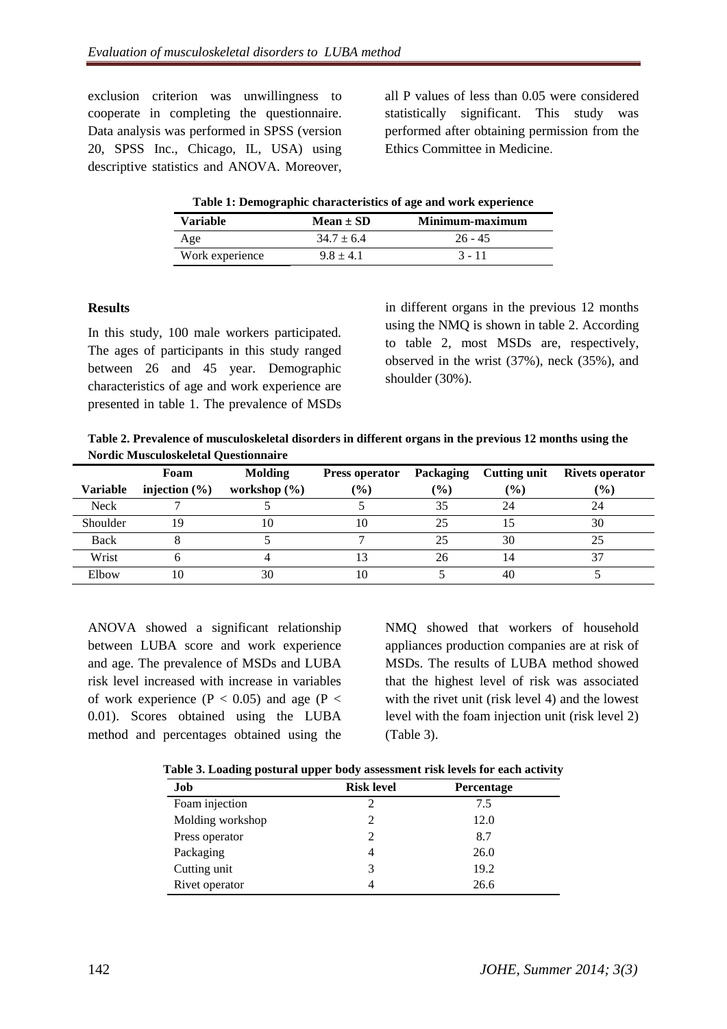exclusion criterion was unwillingness to cooperate in completing the questionnaire. Data analysis was performed in SPSS (version 20, SPSS Inc., Chicago, IL, USA) using descriptive statistics and ANOVA. Moreover, all P values of less than 0.05 were considered statistically significant. This study was performed after obtaining permission from the Ethics Committee in Medicine.

**Table 1: Demographic characteristics of age and work experience**

| Variable | Mean ± SD | Minimum-maximum |
|---|---|---|
| Age | 34.7 ± 6.4 | 26 - 45 |
| Work experience | 9.8 ± 4.1 | 3 - 11 |

**Results**

In this study, 100 male workers participated. The ages of participants in this study ranged between 26 and 45 year. Demographic characteristics of age and work experience are presented in table 1. The prevalence of MSDs in different organs in the previous 12 months using the NMQ is shown in table 2. According to table 2, most MSDs are, respectively, observed in the wrist (37%), neck (35%), and shoulder (30%).

**Table 2. Prevalence of musculoskeletal disorders in different organs in the previous 12 months using the Nordic Musculoskeletal Questionnaire**

| Variable | Foam injection (%) | Molding workshop (%) | Press operator (%) | Packaging (%) | Cutting unit (%) | Rivets operator (%) |
|---|---|---|---|---|---|---|
| Neck | 7 | 5 | 5 | 35 | 24 | 24 |
| Shoulder | 19 | 10 | 10 | 25 | 15 | 30 |
| Back | 8 | 5 | 7 | 25 | 30 | 25 |
| Wrist | 6 | 4 | 13 | 26 | 14 | 37 |
| Elbow | 10 | 30 | 10 | 5 | 40 | 5 |

ANOVA showed a significant relationship between LUBA score and work experience and age. The prevalence of MSDs and LUBA risk level increased with increase in variables of work experience ($P < 0.05$) and age ($P < 0.01$). Scores obtained using the LUBA method and percentages obtained using the NMQ showed that workers of household appliances production companies are at risk of MSDs. The results of LUBA method showed that the highest level of risk was associated with the rivet unit (risk level 4) and the lowest level with the foam injection unit (risk level 2) (Table 3).

**Table 3. Loading postural upper body assessment risk levels for each activity**

| Job | Risk level | Percentage |
|---|---|---|
| Foam injection | 2 | 7.5 |
| Molding workshop | 2 | 12.0 |
| Press operator | 2 | 8.7 |
| Packaging | 4 | 26.0 |
| Cutting unit | 3 | 19.2 |
| Rivet operator | 4 | 26.6 |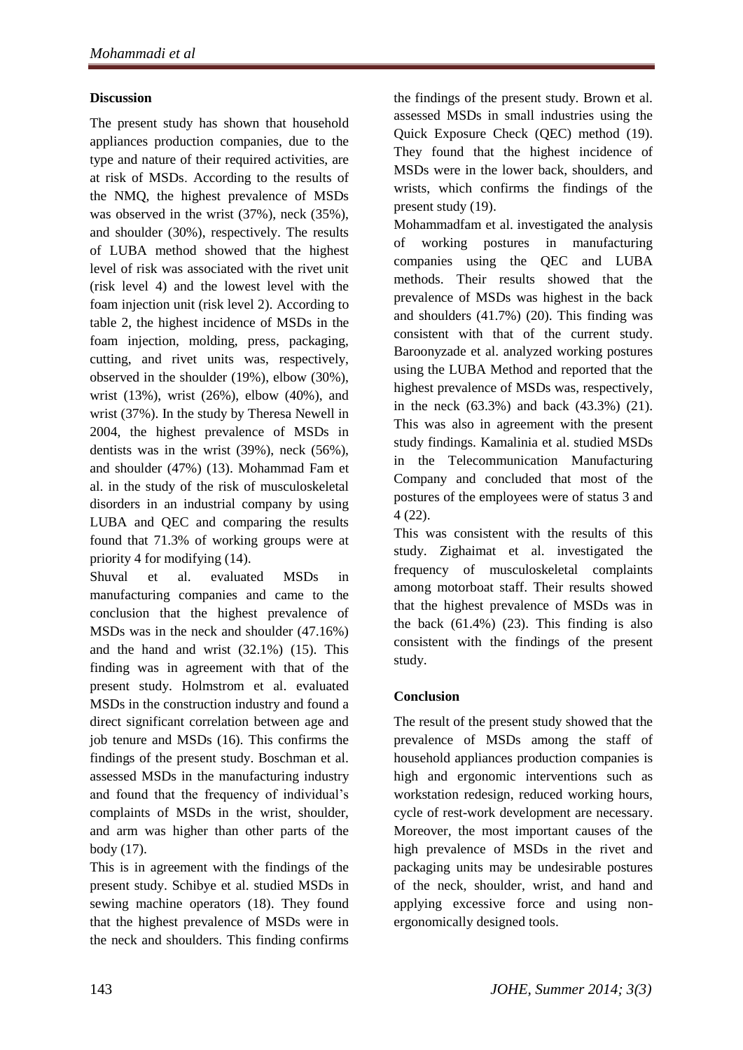## Discussion

The present study has shown that household appliances production companies, due to the type and nature of their required activities, are at risk of MSDs. According to the results of the NMQ, the highest prevalence of MSDs was observed in the wrist (37%), neck (35%), and shoulder (30%), respectively. The results of LUBA method showed that the highest level of risk was associated with the rivet unit (risk level 4) and the lowest level with the foam injection unit (risk level 2). According to table 2, the highest incidence of MSDs in the foam injection, molding, press, packaging, cutting, and rivet units was, respectively, observed in the shoulder (19%), elbow (30%), wrist (13%), wrist (26%), elbow (40%), and wrist (37%). In the study by Theresa Newell in 2004, the highest prevalence of MSDs in dentists was in the wrist (39%), neck (56%), and shoulder (47%) (13). Mohammad Fam et al. in the study of the risk of musculoskeletal disorders in an industrial company by using LUBA and QEC and comparing the results found that 71.3% of working groups were at priority 4 for modifying (14).

Shuval et al. evaluated MSDs in manufacturing companies and came to the conclusion that the highest prevalence of MSDs was in the neck and shoulder (47.16%) and the hand and wrist (32.1%) (15). This finding was in agreement with that of the present study. Holmstrom et al. evaluated MSDs in the construction industry and found a direct significant correlation between age and job tenure and MSDs (16). This confirms the findings of the present study. Boschman et al. assessed MSDs in the manufacturing industry and found that the frequency of individual's complaints of MSDs in the wrist, shoulder, and arm was higher than other parts of the body (17).

This is in agreement with the findings of the present study. Schibye et al. studied MSDs in sewing machine operators (18). They found that the highest prevalence of MSDs were in the neck and shoulders. This finding confirms the findings of the present study. Brown et al. assessed MSDs in small industries using the Quick Exposure Check (QEC) method (19). They found that the highest incidence of MSDs were in the lower back, shoulders, and wrists, which confirms the findings of the present study (19).

Mohammadfam et al. investigated the analysis of working postures in manufacturing companies using the QEC and LUBA methods. Their results showed that the prevalence of MSDs was highest in the back and shoulders (41.7%) (20). This finding was consistent with that of the current study. Baroonyzade et al. analyzed working postures using the LUBA Method and reported that the highest prevalence of MSDs was, respectively, in the neck (63.3%) and back (43.3%) (21). This was also in agreement with the present study findings. Kamalinia et al. studied MSDs in the Telecommunication Manufacturing Company and concluded that most of the postures of the employees were of status 3 and 4 (22).

This was consistent with the results of this study. Zighaimat et al. investigated the frequency of musculoskeletal complaints among motorboat staff. Their results showed that the highest prevalence of MSDs was in the back (61.4%) (23). This finding is also consistent with the findings of the present study.

## Conclusion

The result of the present study showed that the prevalence of MSDs among the staff of household appliances production companies is high and ergonomic interventions such as workstation redesign, reduced working hours, cycle of rest-work development are necessary. Moreover, the most important causes of the high prevalence of MSDs in the rivet and packaging units may be undesirable postures of the neck, shoulder, wrist, and hand and applying excessive force and using non-ergonomically designed tools.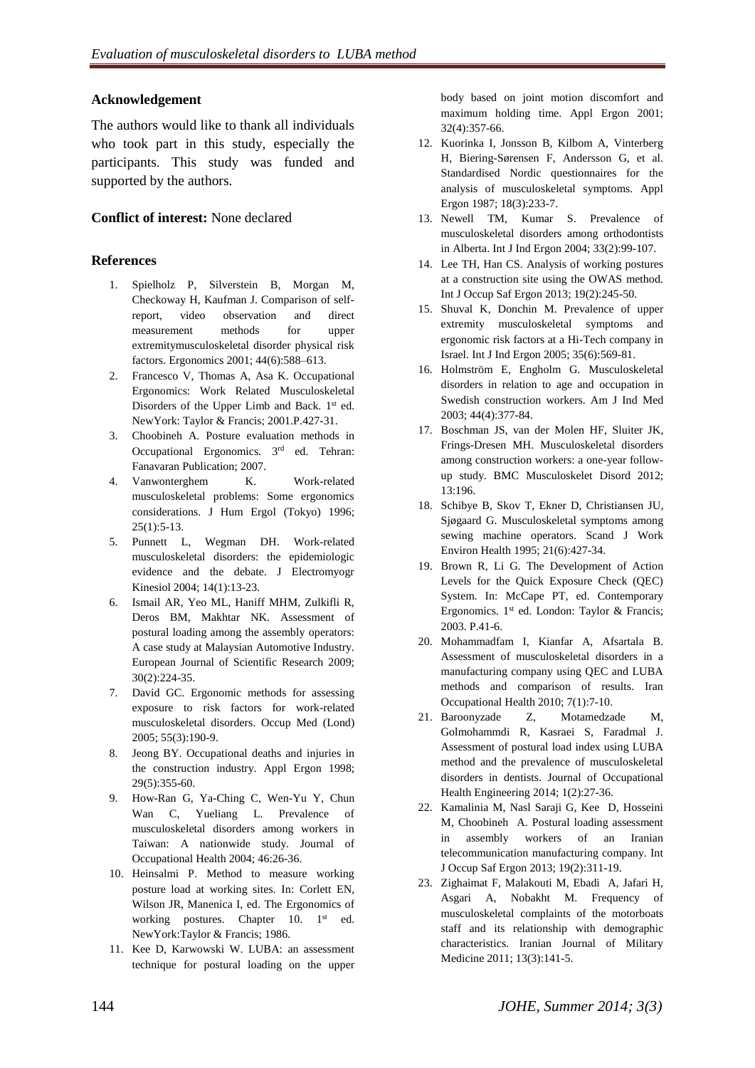**Acknowledgement**

The authors would like to thank all individuals who took part in this study, especially the participants. This study was funded and supported by the authors.

**Conflict of interest:** None declared

**References**

1. Spielholz P, Silverstein B, Morgan M, Checkoway H, Kaufman J. Comparison of self-report, video observation and direct measurement methods for upper extremitymusculoskeletal disorder physical risk factors. Ergonomics 2001; 44(6):588–613.
2. Francesco V, Thomas A, Asa K. Occupational Ergonomics: Work Related Musculoskeletal Disorders of the Upper Limb and Back. 1st ed. NewYork: Taylor & Francis; 2001.P.427-31.
3. Choobineh A. Posture evaluation methods in Occupational Ergonomics. 3rd ed. Tehran: Fanavaran Publication; 2007.
4. Vanwonterghem K. Work-related musculoskeletal problems: Some ergonomics considerations. J Hum Ergol (Tokyo) 1996; 25(1):5-13.
5. Punnett L, Wegman DH. Work-related musculoskeletal disorders: the epidemiologic evidence and the debate. J Electromyogr Kinesiol 2004; 14(1):13-23.
6. Ismail AR, Yeo ML, Haniff MHM, Zulkifli R, Deros BM, Makhtar NK. Assessment of postural loading among the assembly operators: A case study at Malaysian Automotive Industry. European Journal of Scientific Research 2009; 30(2):224-35.
7. David GC. Ergonomic methods for assessing exposure to risk factors for work-related musculoskeletal disorders. Occup Med (Lond) 2005; 55(3):190-9.
8. Jeong BY. Occupational deaths and injuries in the construction industry. Appl Ergon 1998; 29(5):355-60.
9. How-Ran G, Ya-Ching C, Wen-Yu Y, Chun Wan C, Yueliang L. Prevalence of musculoskeletal disorders among workers in Taiwan: A nationwide study. Journal of Occupational Health 2004; 46:26-36.
10. Heinsalmi P. Method to measure working posture load at working sites. In: Corlett EN, Wilson JR, Manenica I, ed. The Ergonomics of working postures. Chapter 10. 1st ed. NewYork:Taylor & Francis; 1986.
11. Kee D, Karwowski W. LUBA: an assessment technique for postural loading on the upper body based on joint motion discomfort and maximum holding time. Appl Ergon 2001; 32(4):357-66.
12. Kuorinka I, Jonsson B, Kilbom A, Vinterberg H, Biering-Sørensen F, Andersson G, et al. Standardised Nordic questionnaires for the analysis of musculoskeletal symptoms. Appl Ergon 1987; 18(3):233-7.
13. Newell TM, Kumar S. Prevalence of musculoskeletal disorders among orthodontists in Alberta. Int J Ind Ergon 2004; 33(2):99-107.
14. Lee TH, Han CS. Analysis of working postures at a construction site using the OWAS method. Int J Occup Saf Ergon 2013; 19(2):245-50.
15. Shuval K, Donchin M. Prevalence of upper extremity musculoskeletal symptoms and ergonomic risk factors at a Hi-Tech company in Israel. Int J Ind Ergon 2005; 35(6):569-81.
16. Holmström E, Engholm G. Musculoskeletal disorders in relation to age and occupation in Swedish construction workers. Am J Ind Med 2003; 44(4):377-84.
17. Boschman JS, van der Molen HF, Sluiter JK, Frings-Dresen MH. Musculoskeletal disorders among construction workers: a one-year follow-up study. BMC Musculoskelet Disord 2012; 13:196.
18. Schibye B, Skov T, Ekner D, Christiansen JU, Sjøgaard G. Musculoskeletal symptoms among sewing machine operators. Scand J Work Environ Health 1995; 21(6):427-34.
19. Brown R, Li G. The Development of Action Levels for the Quick Exposure Check (QEC) System. In: McCape PT, ed. Contemporary Ergonomics. 1st ed. London: Taylor & Francis; 2003. P.41-6.
20. Mohammadfam I, Kianfar A, Afsartala B. Assessment of musculoskeletal disorders in a manufacturing company using QEC and LUBA methods and comparison of results. Iran Occupational Health 2010; 7(1):7-10.
21. Baroonyzade Z, Motamedzade M, Golmohammdi R, Kasraei S, Faradmal J. Assessment of postural load index using LUBA method and the prevalence of musculoskeletal disorders in dentists. Journal of Occupational Health Engineering 2014; 1(2):27-36.
22. Kamalinia M, Nasl Saraji G, Kee D, Hosseini M, Choobineh A. Postural loading assessment in assembly workers of an Iranian telecommunication manufacturing company. Int J Occup Saf Ergon 2013; 19(2):311-19.
23. Zighaimat F, Malakouti M, Ebadi A, Jafari H, Asgari A, Nobakht M. Frequency of musculoskeletal complaints of the motorboats staff and its relationship with demographic characteristics. Iranian Journal of Military Medicine 2011; 13(3):141-5.